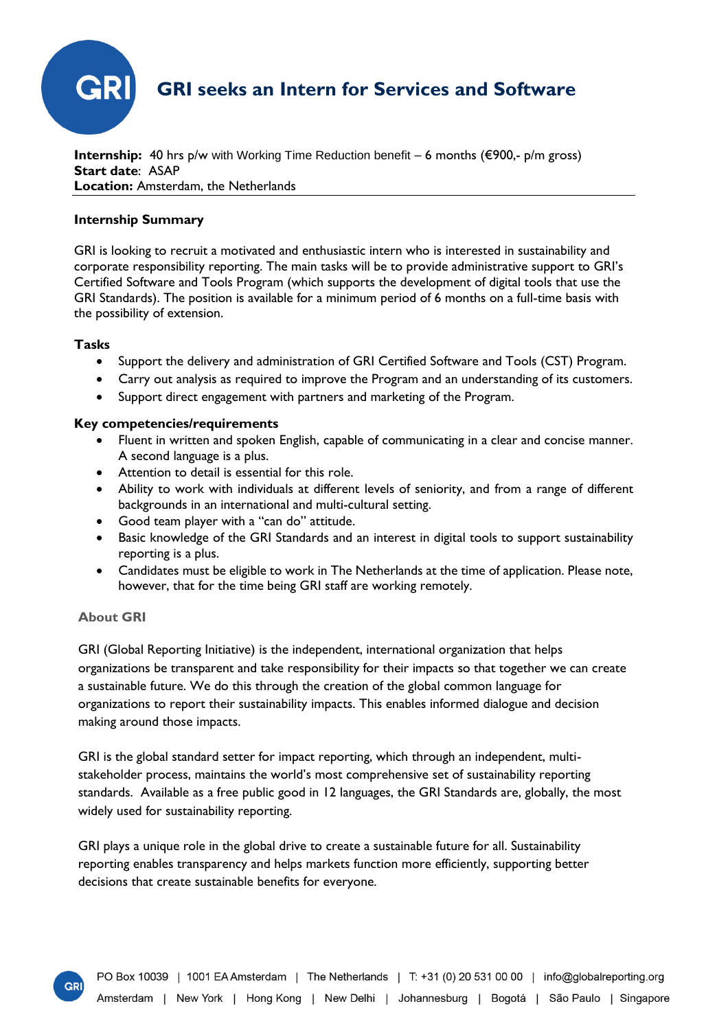# GRI seeks an Intern for Services and Software

**Internship:** 40 hrs p/w with Working Time Reduction benefit – 6 months (€900,- p/m gross)
**Start date**: ASAP
**Location:** Amsterdam, the Netherlands

### Internship Summary

GRI is looking to recruit a motivated and enthusiastic intern who is interested in sustainability and corporate responsibility reporting. The main tasks will be to provide administrative support to GRI's Certified Software and Tools Program (which supports the development of digital tools that use the GRI Standards). The position is available for a minimum period of 6 months on a full-time basis with the possibility of extension.

### Tasks

- Support the delivery and administration of GRI Certified Software and Tools (CST) Program.
- Carry out analysis as required to improve the Program and an understanding of its customers.
- Support direct engagement with partners and marketing of the Program.

### Key competencies/requirements

- Fluent in written and spoken English, capable of communicating in a clear and concise manner. A second language is a plus.
- Attention to detail is essential for this role.
- Ability to work with individuals at different levels of seniority, and from a range of different backgrounds in an international and multi-cultural setting.
- Good team player with a "can do" attitude.
- Basic knowledge of the GRI Standards and an interest in digital tools to support sustainability reporting is a plus.
- Candidates must be eligible to work in The Netherlands at the time of application. Please note, however, that for the time being GRI staff are working remotely.

### About GRI

GRI (Global Reporting Initiative) is the independent, international organization that helps organizations be transparent and take responsibility for their impacts so that together we can create a sustainable future. We do this through the creation of the global common language for organizations to report their sustainability impacts. This enables informed dialogue and decision making around those impacts.

GRI is the global standard setter for impact reporting, which through an independent, multi-stakeholder process, maintains the world's most comprehensive set of sustainability reporting standards. Available as a free public good in 12 languages, the GRI Standards are, globally, the most widely used for sustainability reporting.

GRI plays a unique role in the global drive to create a sustainable future for all. Sustainability reporting enables transparency and helps markets function more efficiently, supporting better decisions that create sustainable benefits for everyone.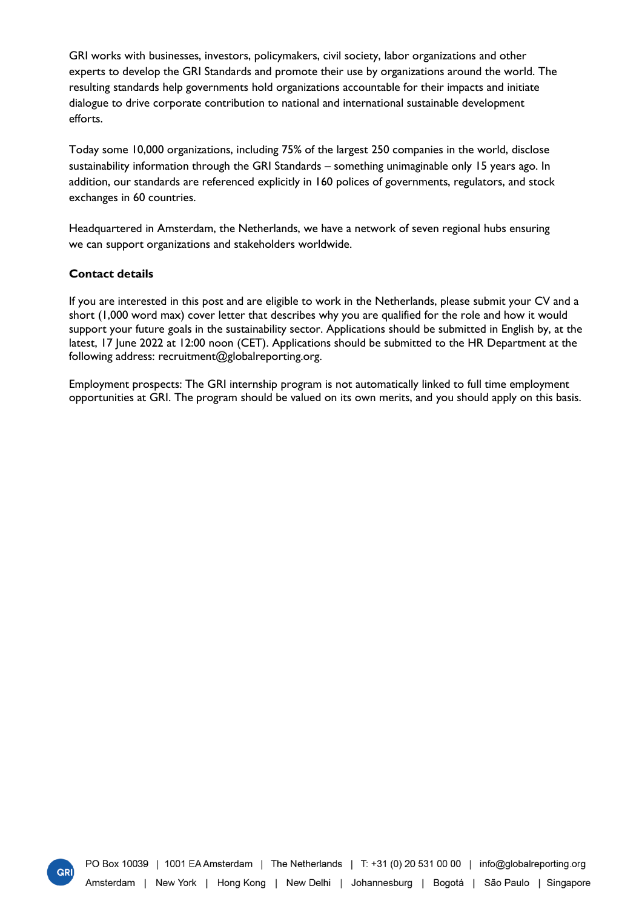GRI works with businesses, investors, policymakers, civil society, labor organizations and other experts to develop the GRI Standards and promote their use by organizations around the world. The resulting standards help governments hold organizations accountable for their impacts and initiate dialogue to drive corporate contribution to national and international sustainable development efforts.

Today some 10,000 organizations, including 75% of the largest 250 companies in the world, disclose sustainability information through the GRI Standards – something unimaginable only 15 years ago. In addition, our standards are referenced explicitly in 160 polices of governments, regulators, and stock exchanges in 60 countries.

Headquartered in Amsterdam, the Netherlands, we have a network of seven regional hubs ensuring we can support organizations and stakeholders worldwide.

**Contact details**

If you are interested in this post and are eligible to work in the Netherlands, please submit your CV and a short (1,000 word max) cover letter that describes why you are qualified for the role and how it would support your future goals in the sustainability sector. Applications should be submitted in English by, at the latest, 17 June 2022 at 12:00 noon (CET). Applications should be submitted to the HR Department at the following address: recruitment@globalreporting.org.

Employment prospects: The GRI internship program is not automatically linked to full time employment opportunities at GRI. The program should be valued on its own merits, and you should apply on this basis.